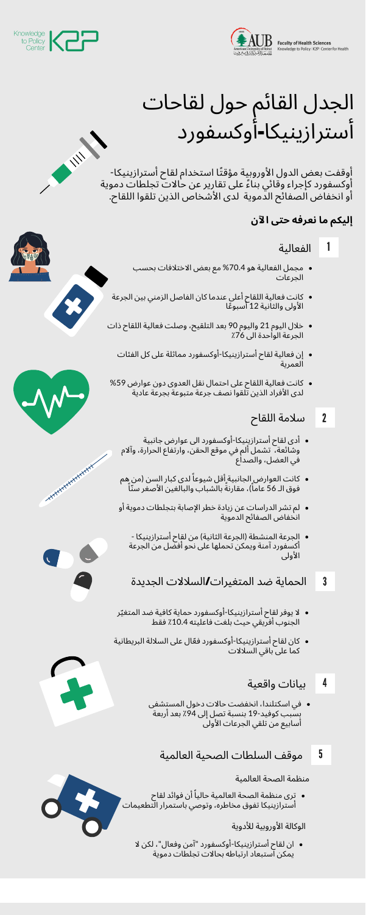# الجدل القائم حول لقاحات أسترازينيكا-أوكسفورد

أوقفت بعض الدول الأوروبية مؤقتًا استخدام لقاح أسترازينيكا-أوكسفورد كإجراء وقائي بناءً على تقارير عن حالات تجلطات دموية أو انخفاض الصفائح الدموية لدى الأشخاص الذين تلقوا اللقاح.

**إليكم ما نعرفه حتى الآن**

## 1 الفعالية

- مجمل الفعالية هو 70.4% مع بعض الاختلافات بحسب الجرعات
- كانت فعالية اللقاح أعلى عندما كان الفاصل الزمني بين الجرعة الأولى والثانية 12 أسبوعًا
- خلال اليوم 21 واليوم 90 بعد التلقيح، وصلت فعالية اللقاح ذات الجرعة الواحدة الى 76٪
- إن فعالية لقاح أسترازينيكا-أوكسفورد مماثلة على كل الفئات العمرية
- كانت فعالية اللقاح على احتمال نقل العدوى دون عوارض 59% لدى الأفراد الذين تلقوا نصف جرعة متبوعة بجرعة عادية

## 2 سلامة اللقاح

- أدى لقاح أسترازينيكا-أوكسفورد الى عوارض جانبية وشائعة، تشمل ألم في موقع الحقن، وارتفاع الحرارة، وآلام في العضل، والصداع
- كانت العوارض الجانبية أقل شيوعاً لدى كبار السن (من هم فوق الـ 56 عاماً)، مقارنةً بالشباب والبالغين الأصغر سناً
- لم تشر الدراسات عن زيادة خطر الإصابة بتجلطات دموية أو انخفاض الصفائح الدموية
- الجرعة المنشطة (الجرعة الثانية) من لقاح أسترازينيكا - أكسفورد آمنة ويمكن تحملها على نحو أفضل من الجرعة الأولى

## 3 الحماية ضد المتغيرات/السلالات الجديدة

- لا يوفر لقاح أسترازينيكا-أوكسفورد حماية كافية ضد المتغيّر الجنوب أفريقي حيث بلغت فاعليته 10.4٪ فقط
- كان لقاح أسترازينيكا-أوكسفورد فعّال على السلالة البريطانية كما على باقي السلالات

## 4 بيانات واقعية

- في اسكتلندا، انخفضت حالات دخول المستشفى بسبب كوفيد-19 بنسبة تصل إلى 94٪ بعد أربعة أسابيع من تلقي الجرعات الأولى

## 5 موقف السلطات الصحية العالمية

منظمة الصحة العالمية

- ترى منظمة الصحة العالمية حالياً أن فوائد لقاح أسترازينيكا تفوق مخاطره، وتوصي باستمرار التطعيمات

الوكالة الأوروبية للأدوية

- ان لقاح أسترازينيكا-أوكسفورد "آمن وفعال"، لكن لا يمكن استبعاد ارتباطه بحالات تجلطات دموية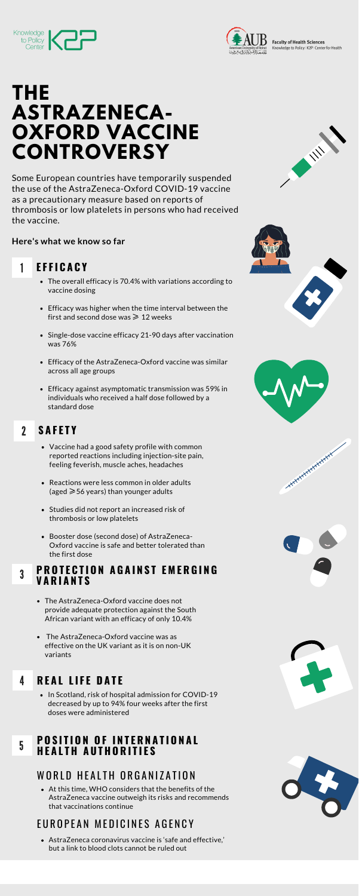Knowledge to Policy Center K2P

Faculty of Health Sciences
Knowledge to Policy: K2P Center for Health

# THE ASTRAZENECA-OXFORD VACCINE CONTROVERSY

Some European countries have temporarily suspended the use of the AstraZeneca-Oxford COVID-19 vaccine as a precautionary measure based on reports of thrombosis or low platelets in persons who had received the vaccine.

**Here's what we know so far**

## 1 EFFICACY

- The overall efficacy is 70.4% with variations according to vaccine dosing
- Efficacy was higher when the time interval between the first and second dose was ⩾ 12 weeks
- Single-dose vaccine efficacy 21-90 days after vaccination was 76%
- Efficacy of the AstraZeneca-Oxford vaccine was similar across all age groups
- Efficacy against asymptomatic transmission was 59% in individuals who received a half dose followed by a standard dose

## 2 SAFETY

- Vaccine had a good safety profile with common reported reactions including injection-site pain, feeling feverish, muscle aches, headaches
- Reactions were less common in older adults (aged ⩾56 years) than younger adults
- Studies did not report an increased risk of thrombosis or low platelets
- Booster dose (second dose) of AstraZeneca-Oxford vaccine is safe and better tolerated than the first dose

## 3 PROTECTION AGAINST EMERGING VARIANTS

- The AstraZeneca-Oxford vaccine does not provide adequate protection against the South African variant with an efficacy of only 10.4%
- The AstraZeneca-Oxford vaccine was as effective on the UK variant as it is on non-UK variants

## 4 REAL LIFE DATE

- In Scotland, risk of hospital admission for COVID-19 decreased by up to 94% four weeks after the first doses were administered

## 5 POSITION OF INTERNATIONAL HEALTH AUTHORITIES

### WORLD HEALTH ORGANIZATION

- At this time, WHO considers that the benefits of the AstraZeneca vaccine outweigh its risks and recommends that vaccinations continue

### EUROPEAN MEDICINES AGENCY

- AstraZeneca coronavirus vaccine is 'safe and effective,' but a link to blood clots cannot be ruled out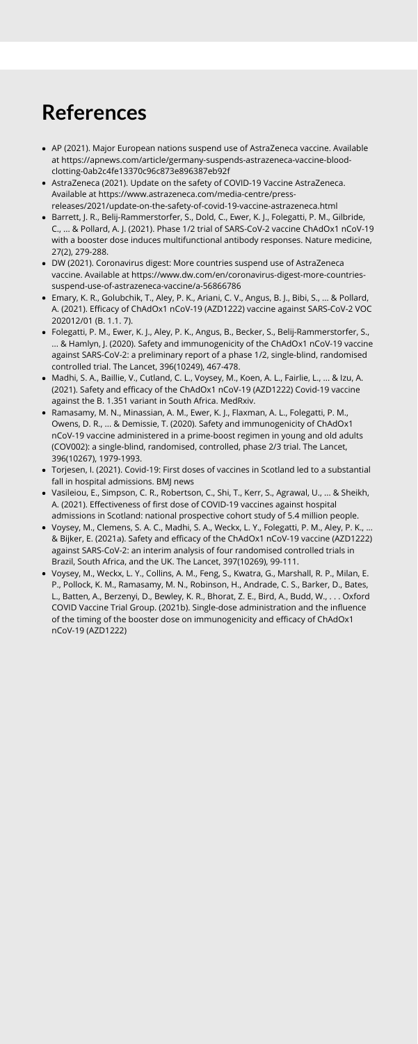# References

- AP (2021). Major European nations suspend use of AstraZeneca vaccine. Available at https://apnews.com/article/germany-suspends-astrazeneca-vaccine-blood-clotting-0ab2c4fe13370c96c873e896387eb92f
- AstraZeneca (2021). Update on the safety of COVID-19 Vaccine AstraZeneca. Available at https://www.astrazeneca.com/media-centre/press-releases/2021/update-on-the-safety-of-covid-19-vaccine-astrazeneca.html
- Barrett, J. R., Belij-Rammerstorfer, S., Dold, C., Ewer, K. J., Folegatti, P. M., Gilbride, C., ... & Pollard, A. J. (2021). Phase 1/2 trial of SARS-CoV-2 vaccine ChAdOx1 nCoV-19 with a booster dose induces multifunctional antibody responses. Nature medicine, 27(2), 279-288.
- DW (2021). Coronavirus digest: More countries suspend use of AstraZeneca vaccine. Available at https://www.dw.com/en/coronavirus-digest-more-countries-suspend-use-of-astrazeneca-vaccine/a-56866786
- Emary, K. R., Golubchik, T., Aley, P. K., Ariani, C. V., Angus, B. J., Bibi, S., ... & Pollard, A. (2021). Efficacy of ChAdOx1 nCoV-19 (AZD1222) vaccine against SARS-CoV-2 VOC 202012/01 (B. 1.1. 7).
- Folegatti, P. M., Ewer, K. J., Aley, P. K., Angus, B., Becker, S., Belij-Rammerstorfer, S., ... & Hamlyn, J. (2020). Safety and immunogenicity of the ChAdOx1 nCoV-19 vaccine against SARS-CoV-2: a preliminary report of a phase 1/2, single-blind, randomised controlled trial. The Lancet, 396(10249), 467-478.
- Madhi, S. A., Baillie, V., Cutland, C. L., Voysey, M., Koen, A. L., Fairlie, L., ... & Izu, A. (2021). Safety and efficacy of the ChAdOx1 nCoV-19 (AZD1222) Covid-19 vaccine against the B. 1.351 variant in South Africa. MedRxiv.
- Ramasamy, M. N., Minassian, A. M., Ewer, K. J., Flaxman, A. L., Folegatti, P. M., Owens, D. R., ... & Demissie, T. (2020). Safety and immunogenicity of ChAdOx1 nCoV-19 vaccine administered in a prime-boost regimen in young and old adults (COV002): a single-blind, randomised, controlled, phase 2/3 trial. The Lancet, 396(10267), 1979-1993.
- Torjesen, I. (2021). Covid-19: First doses of vaccines in Scotland led to a substantial fall in hospital admissions. BMJ news
- Vasileiou, E., Simpson, C. R., Robertson, C., Shi, T., Kerr, S., Agrawal, U., ... & Sheikh, A. (2021). Effectiveness of first dose of COVID-19 vaccines against hospital admissions in Scotland: national prospective cohort study of 5.4 million people.
- Voysey, M., Clemens, S. A. C., Madhi, S. A., Weckx, L. Y., Folegatti, P. M., Aley, P. K., ... & Bijker, E. (2021a). Safety and efficacy of the ChAdOx1 nCoV-19 vaccine (AZD1222) against SARS-CoV-2: an interim analysis of four randomised controlled trials in Brazil, South Africa, and the UK. The Lancet, 397(10269), 99-111.
- Voysey, M., Weckx, L. Y., Collins, A. M., Feng, S., Kwatra, G., Marshall, R. P., Milan, E. P., Pollock, K. M., Ramasamy, M. N., Robinson, H., Andrade, C. S., Barker, D., Bates, L., Batten, A., Berzenyi, D., Bewley, K. R., Bhorat, Z. E., Bird, A., Budd, W., . . . Oxford COVID Vaccine Trial Group. (2021b). Single-dose administration and the influence of the timing of the booster dose on immunogenicity and efficacy of ChAdOx1 nCoV-19 (AZD1222)